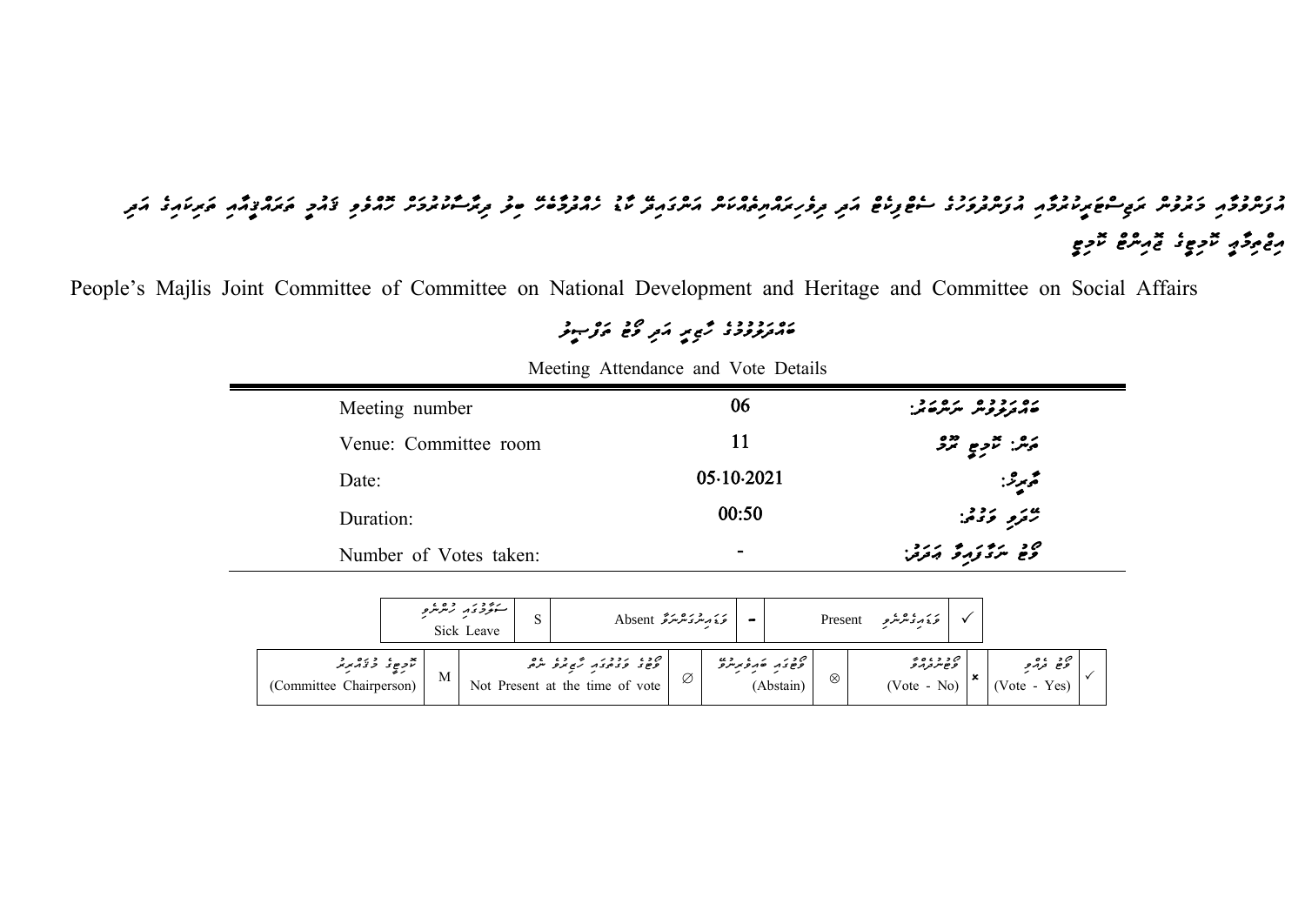# ރައްޔިތުންގެ މަޖިލީހުގެ ޤައުމީ ތަރައްޤީއާއި ތަރިކައާ ބެހޭ ކޮމިޓީއާއި އިޖުތިމާޢީ ކަންތައްތަކާ ބެހޭ ކޮމިޓީގެ ޖޮއިންޓް ކޮމިޓީ

People's Majlis Joint Committee of Committee on National Development and Heritage and Committee on Social Affairs

## ބައްދަލުވުމުގެ ހާޒިރީ އަދި ވޯޓު ތަފްސީލު

Meeting Attendance and Vote Details

| | | |
|---|---|---|
| Meeting number | 06 | ބައްދަލުވުން ނަންބަރު: |
| Venue: Committee room | 11 | ތަން: ކޮމިޓީ ރޫމް |
| Date: | 05.10.2021 | ތާރީޚް: |
| Duration: | 00:50 | ހޭދަވި ވަގުތު: |
| Number of Votes taken: | - | ވޯޓު ނަގާފައިވާ އަދަދު: |

| ސަލާމުގައި ހުންނެވި Sick Leave | S | ވަޑައިނުގަންނަވާ Absent | - | ވަޑައިގެންނެވި Present | ✓ |
|---|---|---|---|---|---|

| ކޮމިޓީގެ މުޤައްރިރު (Committee Chairperson) | M | ވޯޓުގެ ވަގުތުގައި ހާޒިރުވެ ނުހުރި Not Present at the time of vote | ∅ | ވޯޓުގައި ބައިވެރިނުވި (Abstain) | ⊗ | ވޯޓުނުދެއްވާ (Vote - No) | × | ވޯޓު ދެއްވި (Vote - Yes) | ✓ |
|---|---|---|---|---|---|---|---|---|---|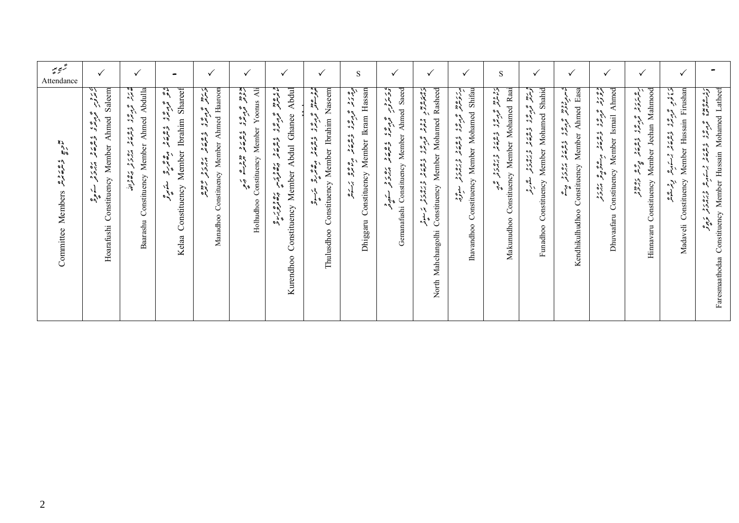| Committee Members | Attendance |
|---|---|
| Hoarafushi Constituency Member Ahmed Saleem | ✓ |
| Baarashu Constituency Member Ahmed Abdulla | ✓ |
| Kelaa Constituency Member Ibrahim Shareef | - |
| Manadhoo Constituency Member Ahmed Haaroon | ✓ |
| Holhudhoo Constituency Member Yoonus Ali | ✓ |
| Kurendhoo Constituency Member Abdul Ghanee Abdul | ✓ |
| Thulusdhoo Constituency Member Ibrahim Naseem | ✓ |
| Dhiggaru Constituency Member Ikram Hassan | S |
| Gemanafushi Constituency Member Ahmed Saeed | ✓ |
| North Mahchangolhi Constituency Member Mohamed Rasheed | ✓ |
| Ihavandhoo Constituency Member Mohamed Shifau | ✓ |
| Makunudhoo Constituency Member Mohamed Raai | S |
| Funadhoo Constituency Member Mohamed Shahid | ✓ |
| Kendhikulhudhoo Constituency Member Ahmed Easa | ✓ |
| Dhuvaafaru Constituency Member Ismail Ahmed | ✓ |
| Hinmavaru Constituency Member Jeehan Mahmood | ✓ |
| Madaveli Constituency Member Hussain Firushan | ✓ |
| Faresmaathodaa Constituency Member Hussain Mohamed Latheef | - |